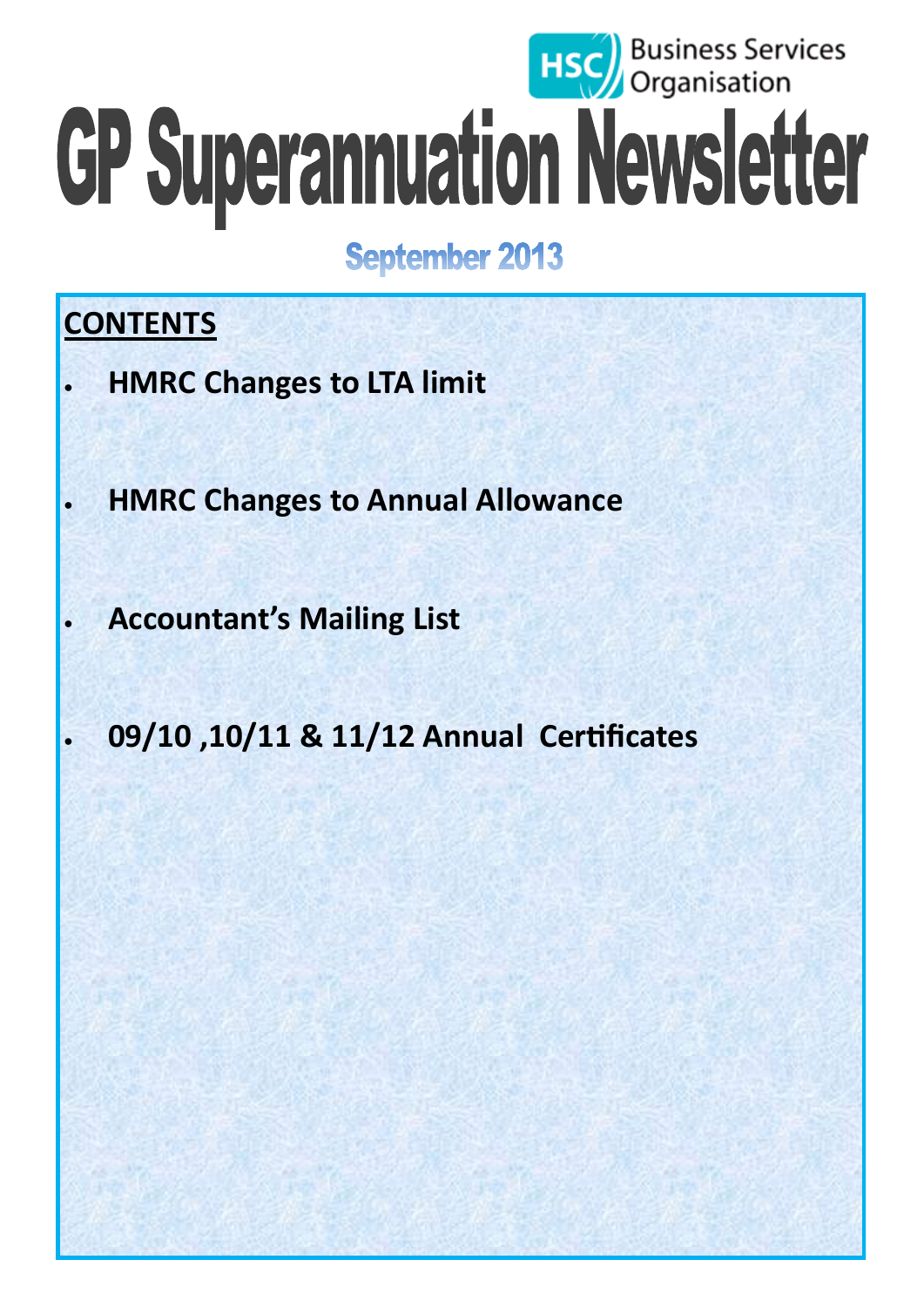HSC Business Services Organisation

# GP Superannuation Newsletter

## September 2013

**CONTENTS**

- **HMRC Changes to LTA limit**
- **HMRC Changes to Annual Allowance**
- **Accountant's Mailing List**
- **09/10 ,10/11 & 11/12 Annual Certificates**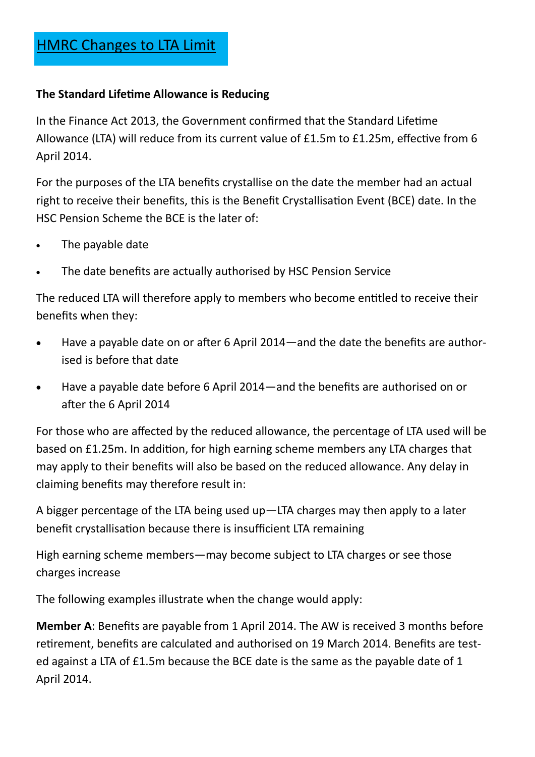# HMRC Changes to LTA Limit

**The Standard Lifetime Allowance is Reducing**

In the Finance Act 2013, the Government confirmed that the Standard Lifetime Allowance (LTA) will reduce from its current value of £1.5m to £1.25m, effective from 6 April 2014.

For the purposes of the LTA benefits crystallise on the date the member had an actual right to receive their benefits, this is the Benefit Crystallisation Event (BCE) date. In the HSC Pension Scheme the BCE is the later of:

- The payable date
- The date benefits are actually authorised by HSC Pension Service

The reduced LTA will therefore apply to members who become entitled to receive their benefits when they:

- Have a payable date on or after 6 April 2014—and the date the benefits are authorised is before that date
- Have a payable date before 6 April 2014—and the benefits are authorised on or after the 6 April 2014

For those who are affected by the reduced allowance, the percentage of LTA used will be based on £1.25m. In addition, for high earning scheme members any LTA charges that may apply to their benefits will also be based on the reduced allowance. Any delay in claiming benefits may therefore result in:

A bigger percentage of the LTA being used up—LTA charges may then apply to a later benefit crystallisation because there is insufficient LTA remaining

High earning scheme members—may become subject to LTA charges or see those charges increase

The following examples illustrate when the change would apply:

**Member A**: Benefits are payable from 1 April 2014. The AW is received 3 months before retirement, benefits are calculated and authorised on 19 March 2014. Benefits are tested against a LTA of £1.5m because the BCE date is the same as the payable date of 1 April 2014.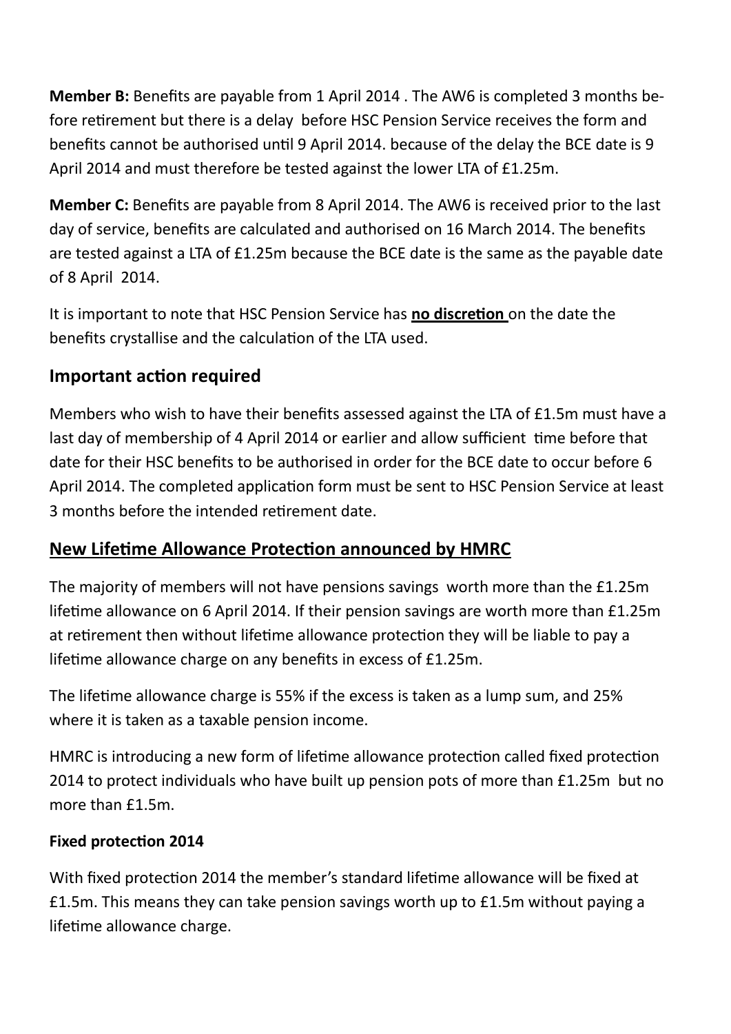**Member B:** Benefits are payable from 1 April 2014 . The AW6 is completed 3 months before retirement but there is a delay before HSC Pension Service receives the form and benefits cannot be authorised until 9 April 2014. because of the delay the BCE date is 9 April 2014 and must therefore be tested against the lower LTA of £1.25m.

**Member C:** Benefits are payable from 8 April 2014. The AW6 is received prior to the last day of service, benefits are calculated and authorised on 16 March 2014. The benefits are tested against a LTA of £1.25m because the BCE date is the same as the payable date of 8 April 2014.

It is important to note that HSC Pension Service has **no discretion** on the date the benefits crystallise and the calculation of the LTA used.

## Important action required

Members who wish to have their benefits assessed against the LTA of £1.5m must have a last day of membership of 4 April 2014 or earlier and allow sufficient time before that date for their HSC benefits to be authorised in order for the BCE date to occur before 6 April 2014. The completed application form must be sent to HSC Pension Service at least 3 months before the intended retirement date.

## New Lifetime Allowance Protection announced by HMRC

The majority of members will not have pensions savings worth more than the £1.25m lifetime allowance on 6 April 2014. If their pension savings are worth more than £1.25m at retirement then without lifetime allowance protection they will be liable to pay a lifetime allowance charge on any benefits in excess of £1.25m.

The lifetime allowance charge is 55% if the excess is taken as a lump sum, and 25% where it is taken as a taxable pension income.

HMRC is introducing a new form of lifetime allowance protection called fixed protection 2014 to protect individuals who have built up pension pots of more than £1.25m but no more than £1.5m.

### Fixed protection 2014

With fixed protection 2014 the member's standard lifetime allowance will be fixed at £1.5m. This means they can take pension savings worth up to £1.5m without paying a lifetime allowance charge.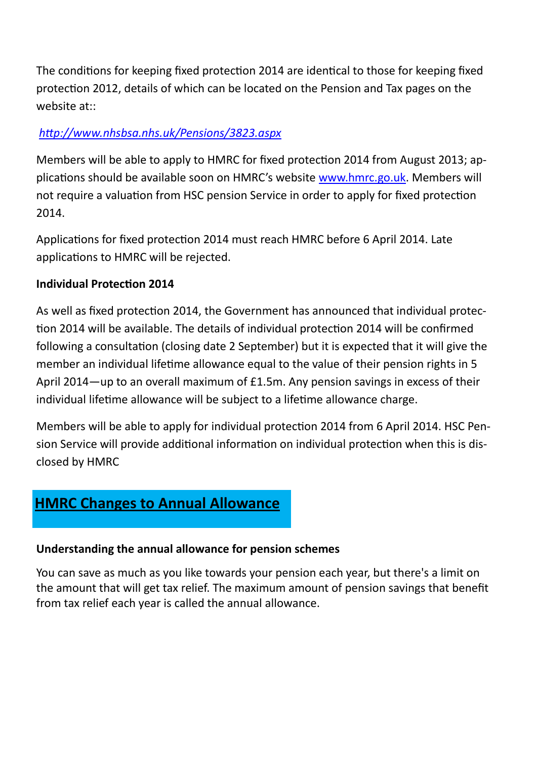The conditions for keeping fixed protection 2014 are identical to those for keeping fixed protection 2012, details of which can be located on the Pension and Tax pages on the website at::

*[http://www.nhsbsa.nhs.uk/Pensions/3823.aspx](http://www.nhsbsa.nhs.uk/Pensions/3823.aspx)*

Members will be able to apply to HMRC for fixed protection 2014 from August 2013; applications should be available soon on HMRC's website [www.hmrc.go.uk](www.hmrc.go.uk). Members will not require a valuation from HSC pension Service in order to apply for fixed protection 2014.

Applications for fixed protection 2014 must reach HMRC before 6 April 2014. Late applications to HMRC will be rejected.

**Individual Protection 2014**

As well as fixed protection 2014, the Government has announced that individual protection 2014 will be available. The details of individual protection 2014 will be confirmed following a consultation (closing date 2 September) but it is expected that it will give the member an individual lifetime allowance equal to the value of their pension rights in 5 April 2014—up to an overall maximum of £1.5m. Any pension savings in excess of their individual lifetime allowance will be subject to a lifetime allowance charge.

Members will be able to apply for individual protection 2014 from 6 April 2014. HSC Pension Service will provide additional information on individual protection when this is disclosed by HMRC

## HMRC Changes to Annual Allowance

**Understanding the annual allowance for pension schemes**

You can save as much as you like towards your pension each year, but there's a limit on the amount that will get tax relief. The maximum amount of pension savings that benefit from tax relief each year is called the annual allowance.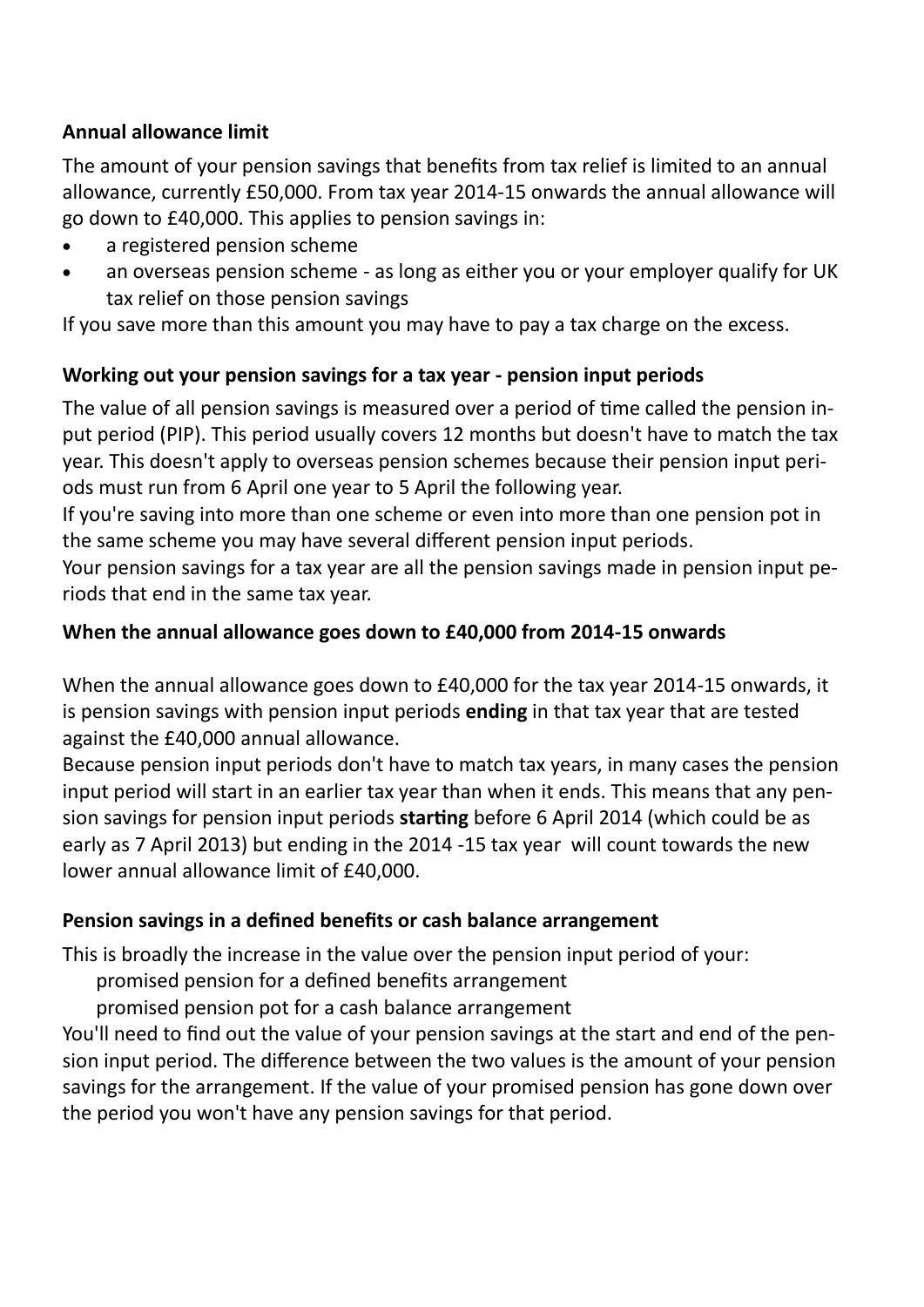**Annual allowance limit**

The amount of your pension savings that benefits from tax relief is limited to an annual allowance, currently £50,000. From tax year 2014-15 onwards the annual allowance will go down to £40,000. This applies to pension savings in:

- a registered pension scheme
- an overseas pension scheme - as long as either you or your employer qualify for UK tax relief on those pension savings

If you save more than this amount you may have to pay a tax charge on the excess.

**Working out your pension savings for a tax year - pension input periods**

The value of all pension savings is measured over a period of time called the pension input period (PIP). This period usually covers 12 months but doesn't have to match the tax year. This doesn't apply to overseas pension schemes because their pension input periods must run from 6 April one year to 5 April the following year.
If you're saving into more than one scheme or even into more than one pension pot in the same scheme you may have several different pension input periods.
Your pension savings for a tax year are all the pension savings made in pension input periods that end in the same tax year.

**When the annual allowance goes down to £40,000 from 2014-15 onwards**

When the annual allowance goes down to £40,000 for the tax year 2014-15 onwards, it is pension savings with pension input periods **ending** in that tax year that are tested against the £40,000 annual allowance.
Because pension input periods don't have to match tax years, in many cases the pension input period will start in an earlier tax year than when it ends. This means that any pension savings for pension input periods **starting** before 6 April 2014 (which could be as early as 7 April 2013) but ending in the 2014 -15 tax year will count towards the new lower annual allowance limit of £40,000.

**Pension savings in a defined benefits or cash balance arrangement**

This is broadly the increase in the value over the pension input period of your:

promised pension for a defined benefits arrangement

promised pension pot for a cash balance arrangement

You'll need to find out the value of your pension savings at the start and end of the pension input period. The difference between the two values is the amount of your pension savings for the arrangement. If the value of your promised pension has gone down over the period you won't have any pension savings for that period.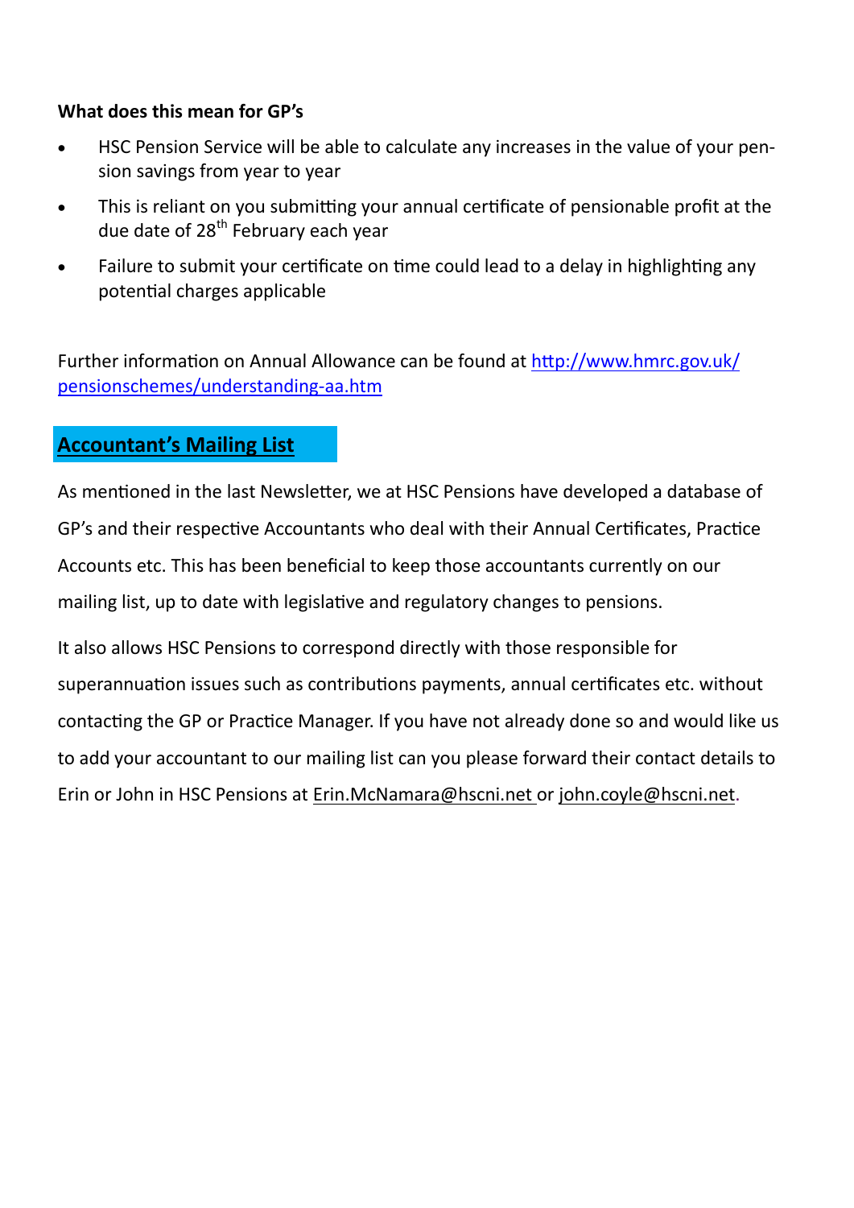**What does this mean for GP's**

- HSC Pension Service will be able to calculate any increases in the value of your pension savings from year to year
- This is reliant on you submitting your annual certificate of pensionable profit at the due date of 28th February each year
- Failure to submit your certificate on time could lead to a delay in highlighting any potential charges applicable

Further information on Annual Allowance can be found at [http://www.hmrc.gov.uk/pensionschemes/understanding-aa.htm](http://www.hmrc.gov.uk/pensionschemes/understanding-aa.htm)

## Accountant's Mailing List

As mentioned in the last Newsletter, we at HSC Pensions have developed a database of GP's and their respective Accountants who deal with their Annual Certificates, Practice Accounts etc. This has been beneficial to keep those accountants currently on our mailing list, up to date with legislative and regulatory changes to pensions.

It also allows HSC Pensions to correspond directly with those responsible for superannuation issues such as contributions payments, annual certificates etc. without contacting the GP or Practice Manager. If you have not already done so and would like us to add your accountant to our mailing list can you please forward their contact details to Erin or John in HSC Pensions at Erin.McNamara@hscni.net or john.coyle@hscni.net.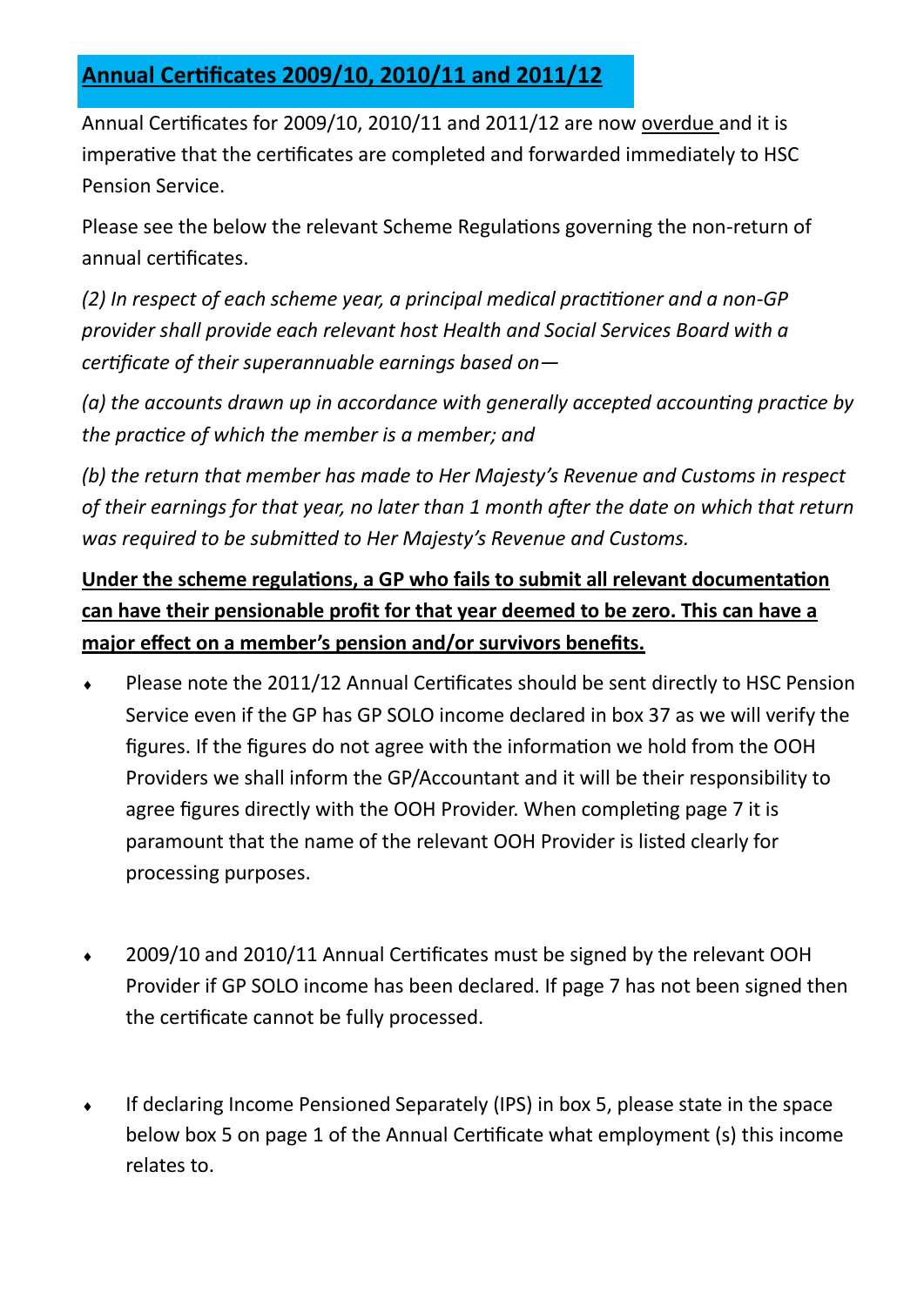## **Annual Certificates 2009/10, 2010/11 and 2011/12**

Annual Certificates for 2009/10, 2010/11 and 2011/12 are now overdue and it is imperative that the certificates are completed and forwarded immediately to HSC Pension Service.

Please see the below the relevant Scheme Regulations governing the non-return of annual certificates.

*(2) In respect of each scheme year, a principal medical practitioner and a non-GP provider shall provide each relevant host Health and Social Services Board with a certificate of their superannuable earnings based on—*

*(a) the accounts drawn up in accordance with generally accepted accounting practice by the practice of which the member is a member; and*

*(b) the return that member has made to Her Majesty's Revenue and Customs in respect of their earnings for that year, no later than 1 month after the date on which that return was required to be submitted to Her Majesty's Revenue and Customs.*

**Under the scheme regulations, a GP who fails to submit all relevant documentation can have their pensionable profit for that year deemed to be zero. This can have a major effect on a member's pension and/or survivors benefits.**

- Please note the 2011/12 Annual Certificates should be sent directly to HSC Pension Service even if the GP has GP SOLO income declared in box 37 as we will verify the figures. If the figures do not agree with the information we hold from the OOH Providers we shall inform the GP/Accountant and it will be their responsibility to agree figures directly with the OOH Provider. When completing page 7 it is paramount that the name of the relevant OOH Provider is listed clearly for processing purposes.

- 2009/10 and 2010/11 Annual Certificates must be signed by the relevant OOH Provider if GP SOLO income has been declared. If page 7 has not been signed then the certificate cannot be fully processed.

- If declaring Income Pensioned Separately (IPS) in box 5, please state in the space below box 5 on page 1 of the Annual Certificate what employment (s) this income relates to.